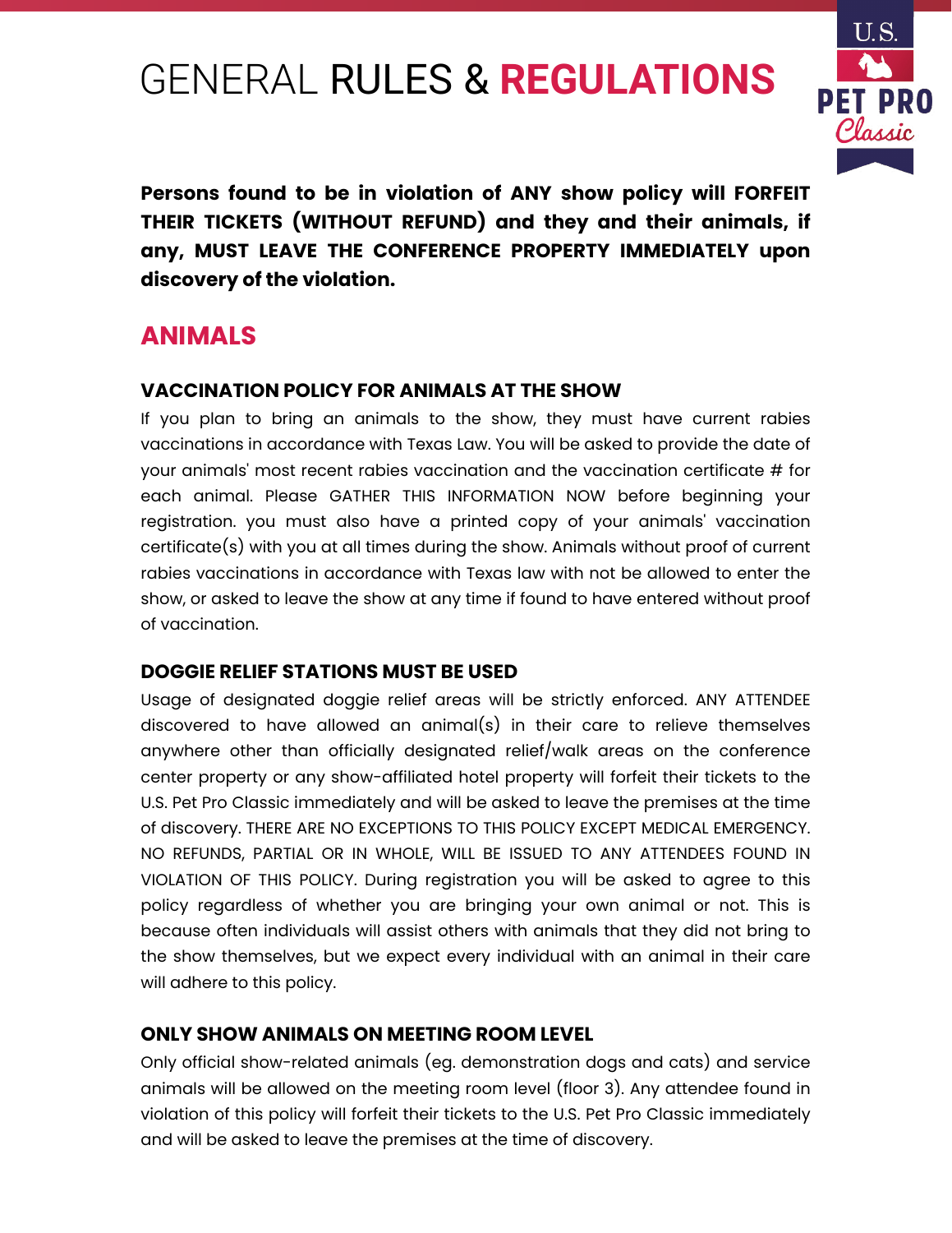# GENERAL RULES & REGULATIONS

**Persons found to be in violation of ANY show policy will FORFEIT THEIR TICKETS (WITHOUT REFUND) and they and their animals, if any, MUST LEAVE THE CONFERENCE PROPERTY IMMEDIATELY upon discovery of the violation.**

## ANIMALS

### VACCINATION POLICY FOR ANIMALS AT THE SHOW

If you plan to bring an animals to the show, they must have current rabies vaccinations in accordance with Texas Law. You will be asked to provide the date of your animals' most recent rabies vaccination and the vaccination certificate # for each animal. Please GATHER THIS INFORMATION NOW before beginning your registration. you must also have a printed copy of your animals' vaccination certificate(s) with you at all times during the show. Animals without proof of current rabies vaccinations in accordance with Texas law with not be allowed to enter the show, or asked to leave the show at any time if found to have entered without proof of vaccination.

### DOGGIE RELIEF STATIONS MUST BE USED

Usage of designated doggie relief areas will be strictly enforced. ANY ATTENDEE discovered to have allowed an animal(s) in their care to relieve themselves anywhere other than officially designated relief/walk areas on the conference center property or any show-affiliated hotel property will forfeit their tickets to the U.S. Pet Pro Classic immediately and will be asked to leave the premises at the time of discovery. THERE ARE NO EXCEPTIONS TO THIS POLICY EXCEPT MEDICAL EMERGENCY. NO REFUNDS, PARTIAL OR IN WHOLE, WILL BE ISSUED TO ANY ATTENDEES FOUND IN VIOLATION OF THIS POLICY. During registration you will be asked to agree to this policy regardless of whether you are bringing your own animal or not. This is because often individuals will assist others with animals that they did not bring to the show themselves, but we expect every individual with an animal in their care will adhere to this policy.

### ONLY SHOW ANIMALS ON MEETING ROOM LEVEL

Only official show-related animals (eg. demonstration dogs and cats) and service animals will be allowed on the meeting room level (floor 3). Any attendee found in violation of this policy will forfeit their tickets to the U.S. Pet Pro Classic immediately and will be asked to leave the premises at the time of discovery.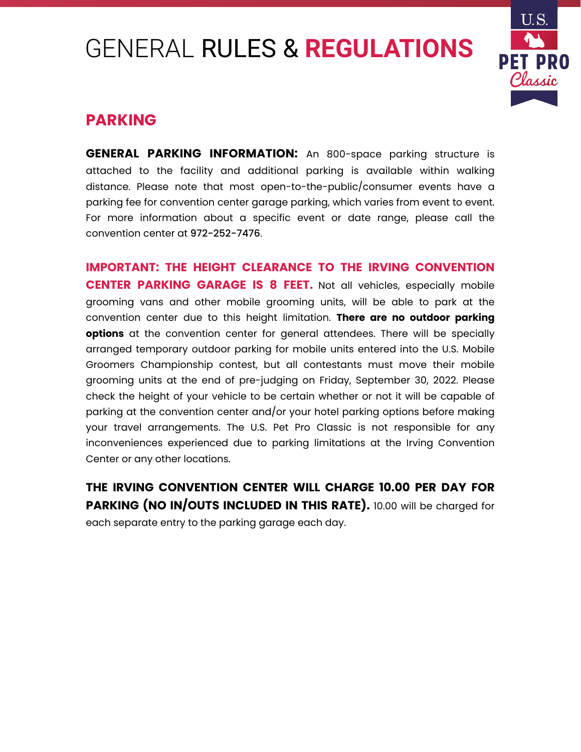# GENERAL RULES & REGULATIONS

## PARKING

**GENERAL PARKING INFORMATION:** An 800-space parking structure is attached to the facility and additional parking is available within walking distance. Please note that most open-to-the-public/consumer events have a parking fee for convention center garage parking, which varies from event to event. For more information about a specific event or date range, please call the convention center at 972-252-7476.

**IMPORTANT: THE HEIGHT CLEARANCE TO THE IRVING CONVENTION CENTER PARKING GARAGE IS 8 FEET.** Not all vehicles, especially mobile grooming vans and other mobile grooming units, will be able to park at the convention center due to this height limitation. **There are no outdoor parking options** at the convention center for general attendees. There will be specially arranged temporary outdoor parking for mobile units entered into the U.S. Mobile Groomers Championship contest, but all contestants must move their mobile grooming units at the end of pre-judging on Friday, September 30, 2022. Please check the height of your vehicle to be certain whether or not it will be capable of parking at the convention center and/or your hotel parking options before making your travel arrangements. The U.S. Pet Pro Classic is not responsible for any inconveniences experienced due to parking limitations at the Irving Convention Center or any other locations.

**THE IRVING CONVENTION CENTER WILL CHARGE 10.00 PER DAY FOR PARKING (NO IN/OUTS INCLUDED IN THIS RATE).** 10.00 will be charged for each separate entry to the parking garage each day.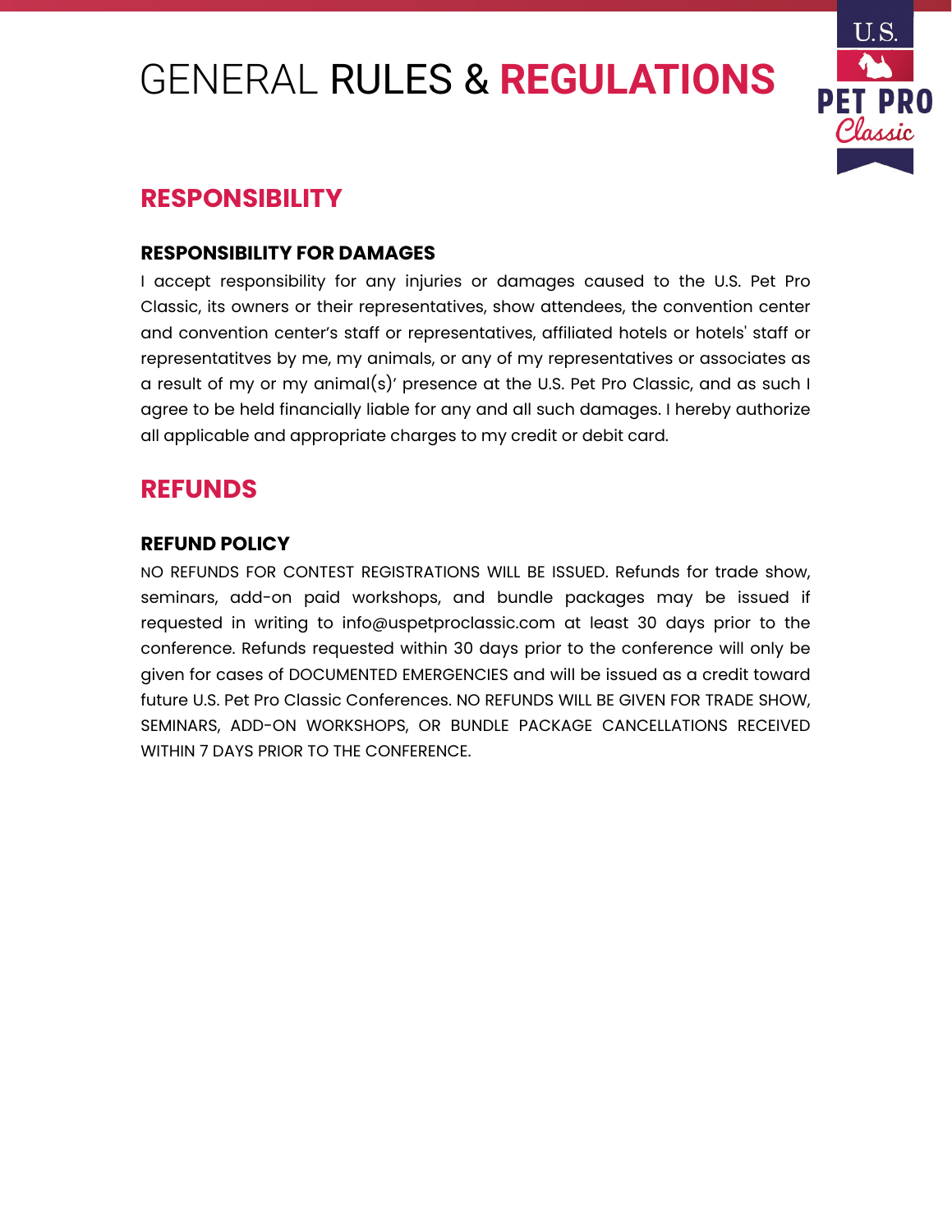# GENERAL RULES & REGULATIONS

## RESPONSIBILITY

### RESPONSIBILITY FOR DAMAGES

I accept responsibility for any injuries or damages caused to the U.S. Pet Pro Classic, its owners or their representatives, show attendees, the convention center and convention center's staff or representatives, affiliated hotels or hotels' staff or representatitves by me, my animals, or any of my representatives or associates as a result of my or my animal(s)' presence at the U.S. Pet Pro Classic, and as such I agree to be held financially liable for any and all such damages. I hereby authorize all applicable and appropriate charges to my credit or debit card.

## REFUNDS

### REFUND POLICY

NO REFUNDS FOR CONTEST REGISTRATIONS WILL BE ISSUED. Refunds for trade show, seminars, add-on paid workshops, and bundle packages may be issued if requested in writing to info@uspetproclassic.com at least 30 days prior to the conference. Refunds requested within 30 days prior to the conference will only be given for cases of DOCUMENTED EMERGENCIES and will be issued as a credit toward future U.S. Pet Pro Classic Conferences. NO REFUNDS WILL BE GIVEN FOR TRADE SHOW, SEMINARS, ADD-ON WORKSHOPS, OR BUNDLE PACKAGE CANCELLATIONS RECEIVED WITHIN 7 DAYS PRIOR TO THE CONFERENCE.